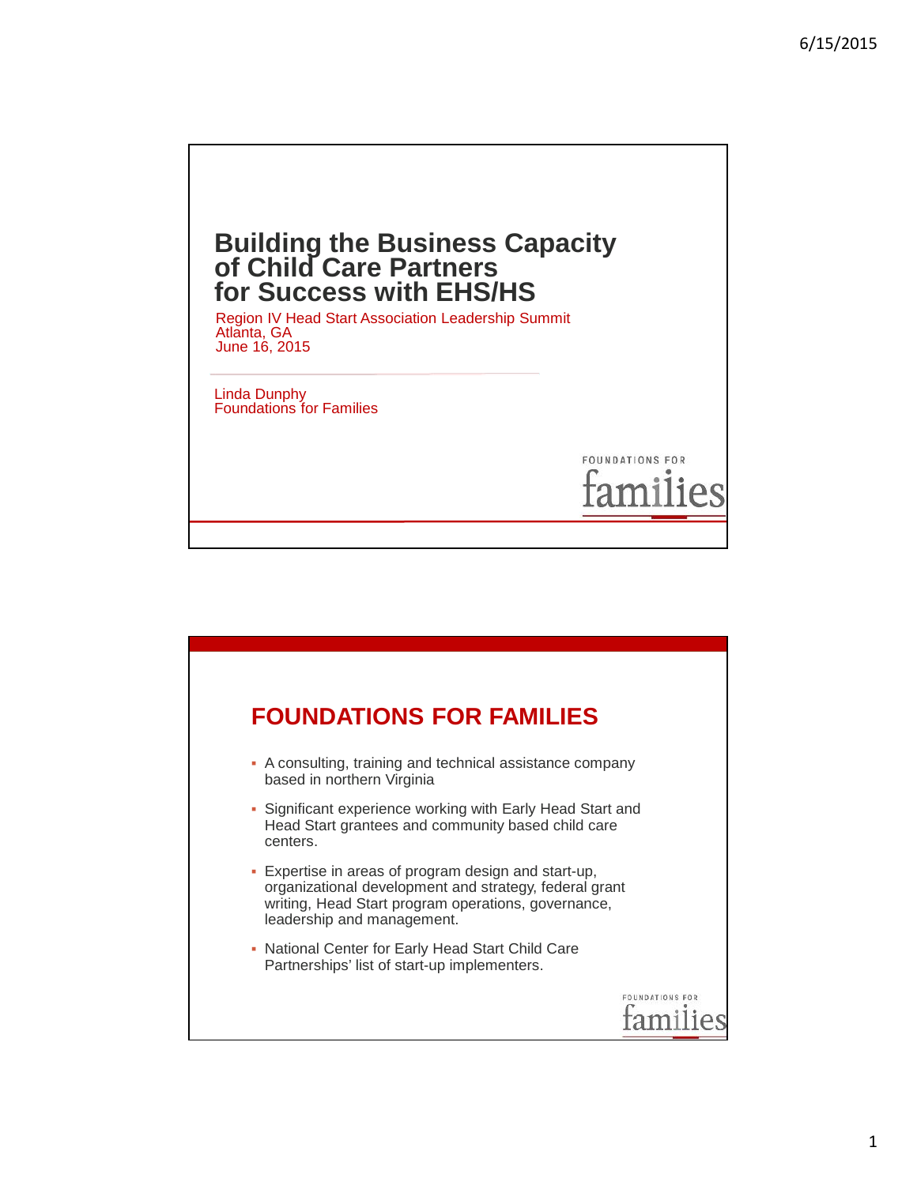# Building the Business Capacity of Child Care Partners for Success with EHS/HS

Region IV Head Start Association Leadership Summit
Atlanta, GA
June 16, 2015

Linda Dunphy
Foundations for Families

FOUNDATIONS FOR families

## FOUNDATIONS FOR FAMILIES

- A consulting, training and technical assistance company based in northern Virginia
- Significant experience working with Early Head Start and Head Start grantees and community based child care centers.
- Expertise in areas of program design and start-up, organizational development and strategy, federal grant writing, Head Start program operations, governance, leadership and management.
- National Center for Early Head Start Child Care Partnerships' list of start-up implementers.

FOUNDATIONS FOR families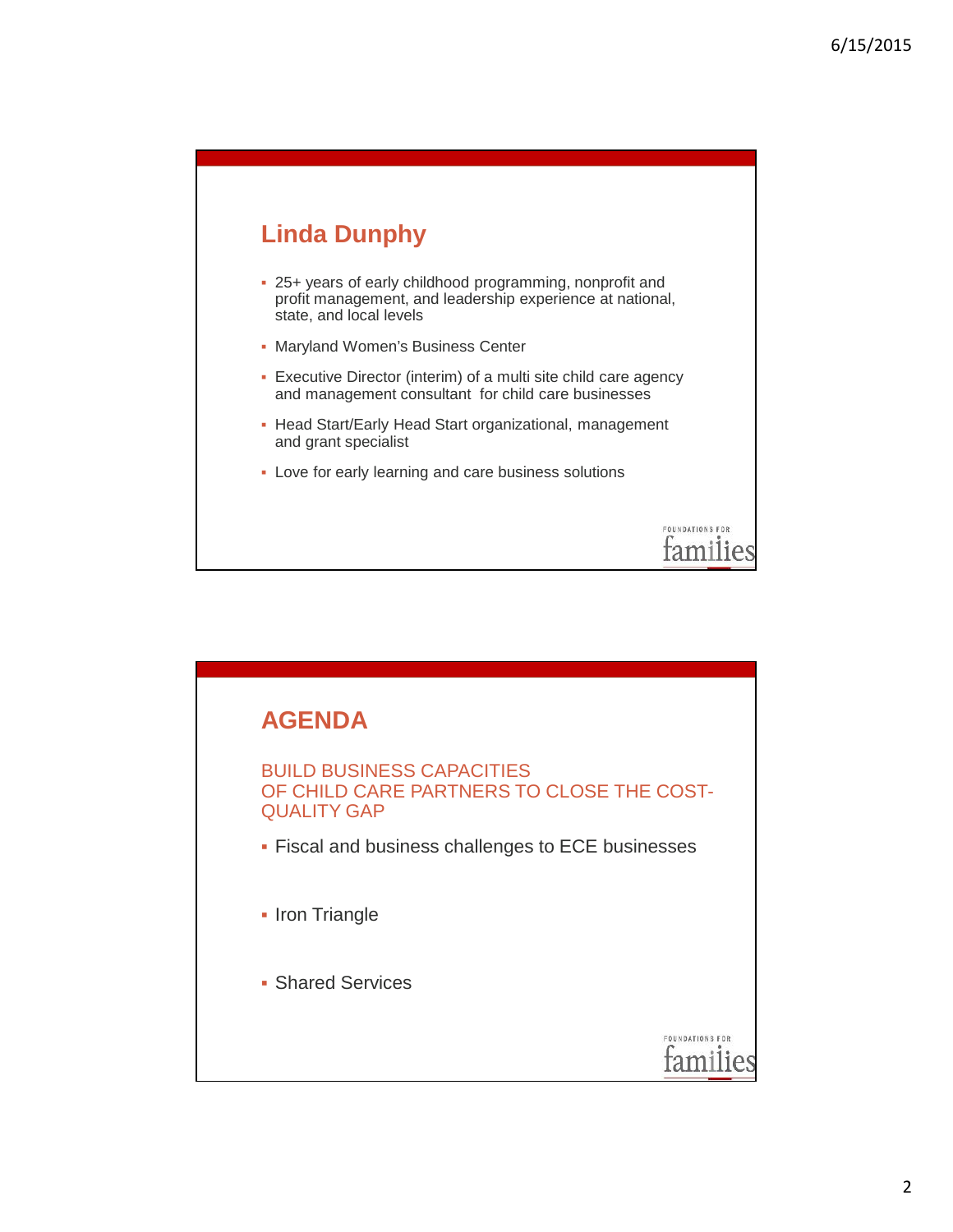## Linda Dunphy

- 25+ years of early childhood programming, nonprofit and profit management, and leadership experience at national, state, and local levels
- Maryland Women's Business Center
- Executive Director (interim) of a multi site child care agency and management consultant for child care businesses
- Head Start/Early Head Start organizational, management and grant specialist
- Love for early learning and care business solutions

FOUNDATIONS FOR families

## AGENDA

BUILD BUSINESS CAPACITIES OF CHILD CARE PARTNERS TO CLOSE THE COST-QUALITY GAP

- Fiscal and business challenges to ECE businesses
- Iron Triangle
- Shared Services

FOUNDATIONS FOR families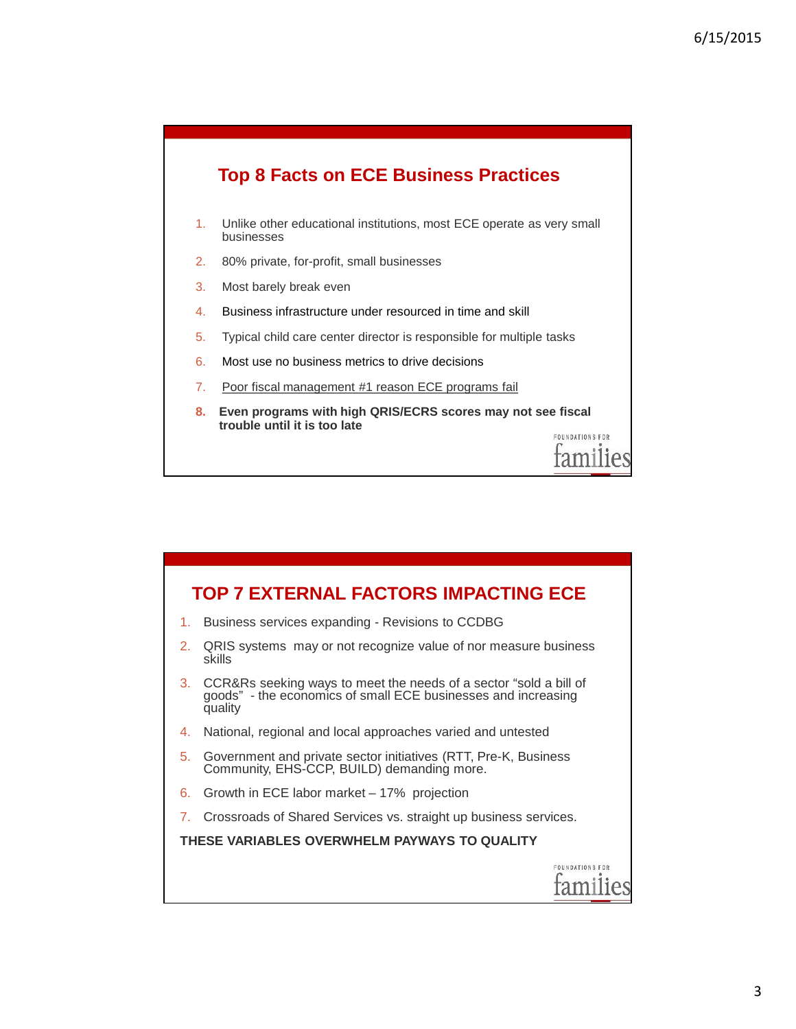## Top 8 Facts on ECE Business Practices

1. Unlike other educational institutions, most ECE operate as very small businesses
2. 80% private, for-profit, small businesses
3. Most barely break even
4. Business infrastructure under resourced in time and skill
5. Typical child care center director is responsible for multiple tasks
6. Most use no business metrics to drive decisions
7. Poor fiscal management #1 reason ECE programs fail
8. **Even programs with high QRIS/ECRS scores may not see fiscal trouble until it is too late**

FOUNDATIONS FOR families

## TOP 7 EXTERNAL FACTORS IMPACTING ECE

1. Business services expanding - Revisions to CCDBG
2. QRIS systems may or not recognize value of nor measure business skills
3. CCR&Rs seeking ways to meet the needs of a sector "sold a bill of goods" - the economics of small ECE businesses and increasing quality
4. National, regional and local approaches varied and untested
5. Government and private sector initiatives (RTT, Pre-K, Business Community, EHS-CCP, BUILD) demanding more.
6. Growth in ECE labor market – 17% projection
7. Crossroads of Shared Services vs. straight up business services.

**THESE VARIABLES OVERWHELM PAYWAYS TO QUALITY**

FOUNDATIONS FOR families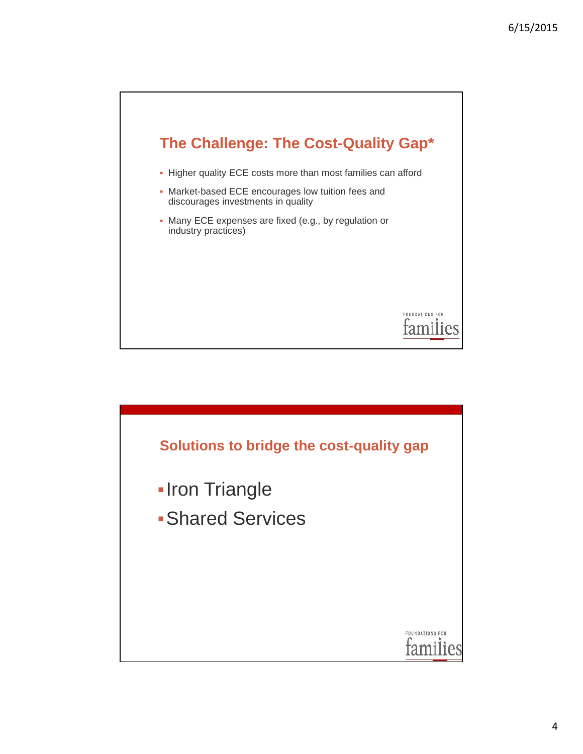## The Challenge: The Cost-Quality Gap*

- Higher quality ECE costs more than most families can afford
- Market-based ECE encourages low tuition fees and discourages investments in quality
- Many ECE expenses are fixed (e.g., by regulation or industry practices)

FOUNDATIONS FOR families

## Solutions to bridge the cost-quality gap

- Iron Triangle
- Shared Services

FOUNDATIONS FOR families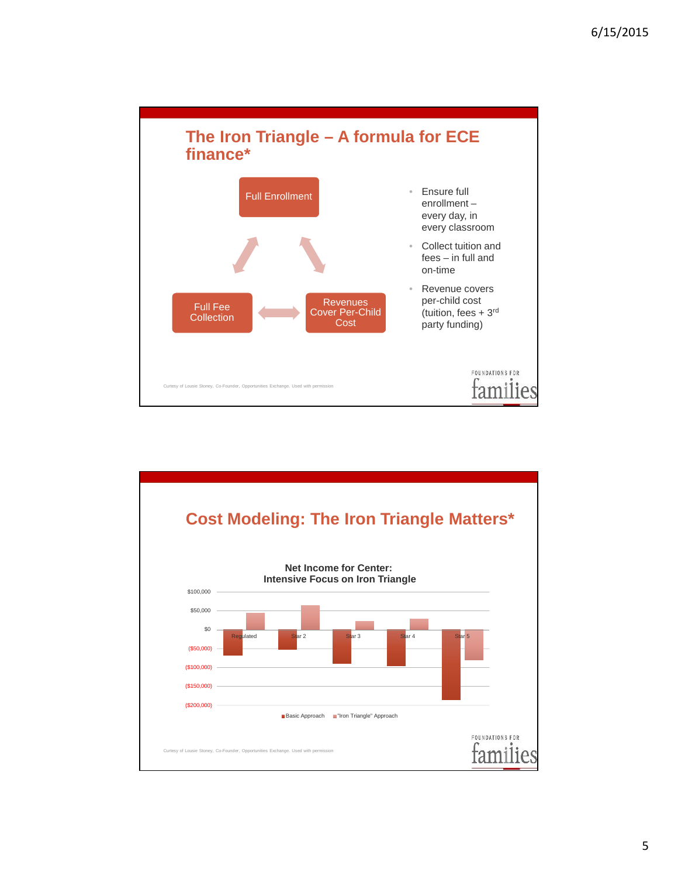## The Iron Triangle – A formula for ECE finance*

Full Enrollment

Full Fee Collection

Revenues Cover Per-Child Cost

- Ensure full enrollment – every day, in every classroom
- Collect tuition and fees – in full and on-time
- Revenue covers per-child cost (tuition, fees + 3rd party funding)

Curtesy of Lousie Stoney, Co-Founder, Opportunities Exchange. Used with permission

FOUNDATIONS FOR families

## Cost Modeling: The Iron Triangle Matters*

Net Income for Center: Intensive Focus on Iron Triangle

$100,000
$50,000
$0
($50,000)
($100,000)
($150,000)
($200,000)

Regulated
Star 2
Star 3
Star 4
Star 5

Basic Approach
"Iron Triangle" Approach

Curtesy of Lousie Stoney, Co-Founder, Opportunities Exchange. Used with permission

FOUNDATIONS FOR families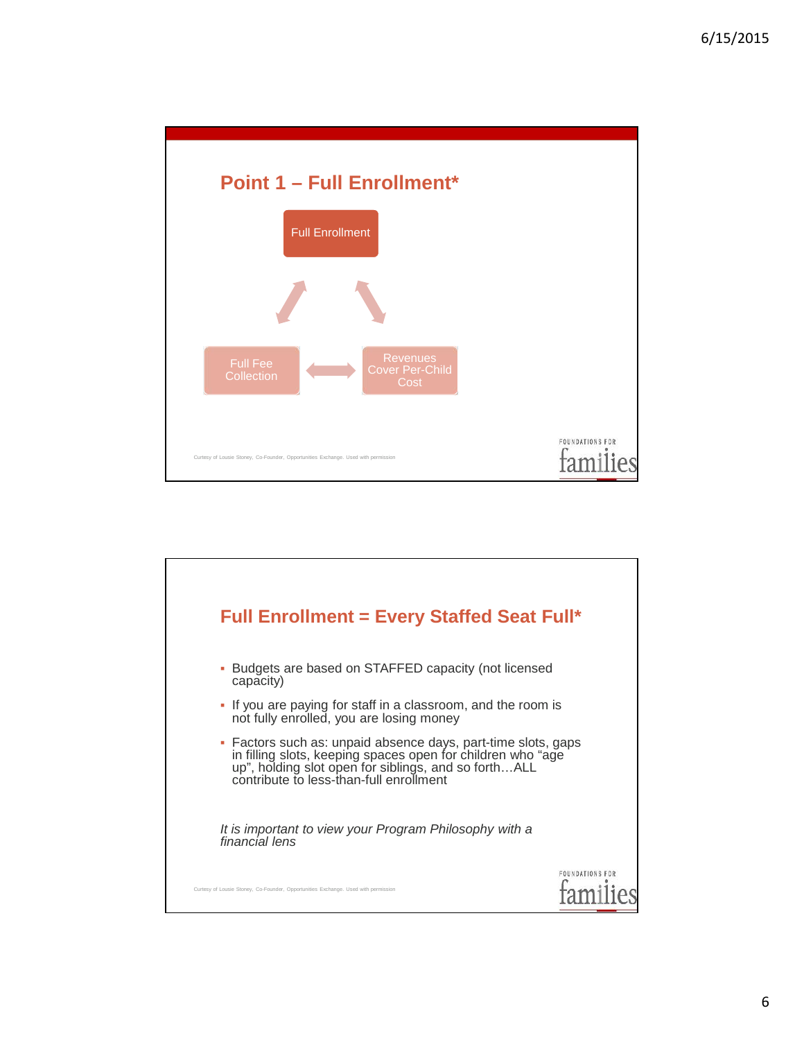## Point 1 – Full Enrollment*

Full Enrollment

Full Fee Collection

Revenues Cover Per-Child Cost

Curtesy of Lousie Stoney, Co-Founder, Opportunities Exchange. Used with permission

FOUNDATIONS FOR families

## Full Enrollment = Every Staffed Seat Full*

- Budgets are based on STAFFED capacity (not licensed capacity)
- If you are paying for staff in a classroom, and the room is not fully enrolled, you are losing money
- Factors such as: unpaid absence days, part-time slots, gaps in filling slots, keeping spaces open for children who "age up", holding slot open for siblings, and so forth…ALL contribute to less-than-full enrollment

*It is important to view your Program Philosophy with a financial lens*

Curtesy of Lousie Stoney, Co-Founder, Opportunities Exchange. Used with permission

FOUNDATIONS FOR families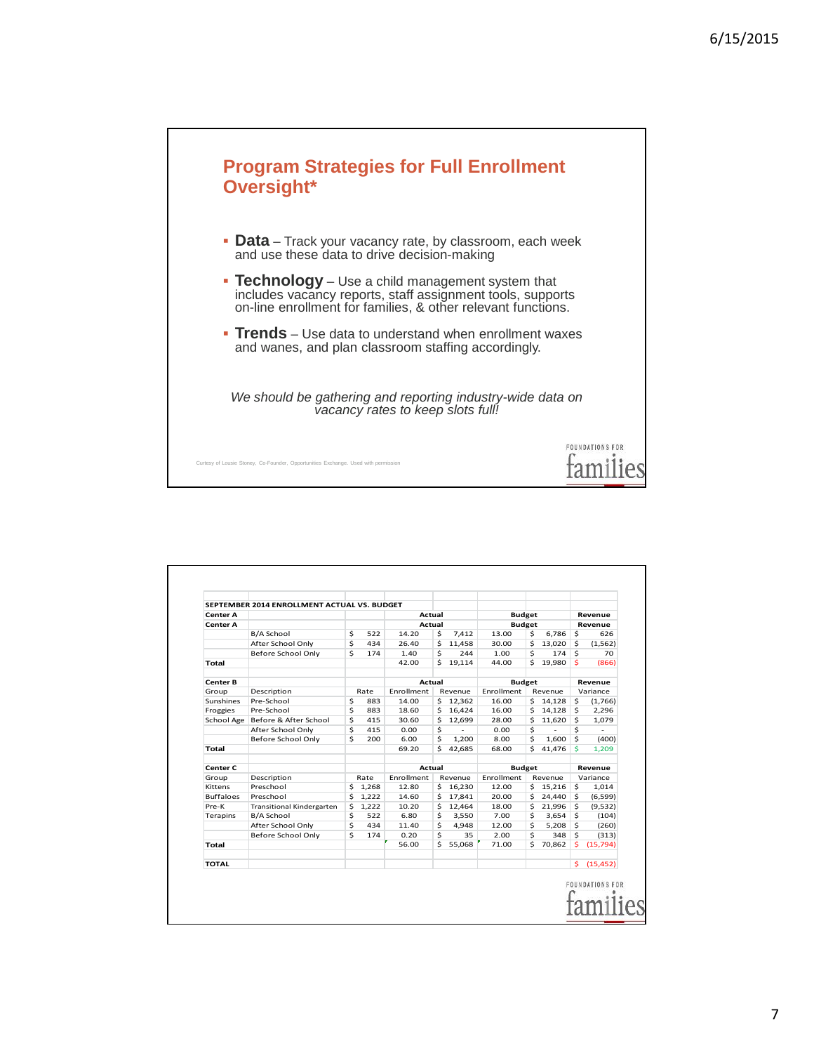## Program Strategies for Full Enrollment Oversight*

- **Data** – Track your vacancy rate, by classroom, each week and use these data to drive decision-making
- **Technology** – Use a child management system that includes vacancy reports, staff assignment tools, supports on-line enrollment for families, & other relevant functions.
- **Trends** – Use data to understand when enrollment waxes and wanes, and plan classroom staffing accordingly.

*We should be gathering and reporting industry-wide data on vacancy rates to keep slots full!*

Curtesy of Lousie Stoney, Co-Founder, Opportunities Exchange. Used with permission

FOUNDATIONS FOR families

**SEPTEMBER 2014 ENROLLMENT ACTUAL VS. BUDGET**

| | | | Actual | | Budget | | Revenue |
|---|---|---|---|---|---|---|---|
| **Center A** | | | **Actual** | | **Budget** | | **Revenue** |
| | B/A School | $ 522 | 14.20 | $ 7,412 | 13.00 | $ 6,786 | $ 626 |
| | After School Only | $ 434 | 26.40 | $ 11,458 | 30.00 | $ 13,020 | $ (1,562) |
| | Before School Only | $ 174 | 1.40 | $ 244 | 1.00 | $ 174 | $ 70 |
| **Total** | | | 42.00 | $ 19,114 | 44.00 | $ 19,980 | $ (866) |
| | | | | | | | |
| **Center B** | | | **Actual** | | **Budget** | | **Revenue** |
| Group | Description | Rate | Enrollment | Revenue | Enrollment | Revenue | Variance |
| Sunshines | Pre-School | $ 883 | 14.00 | $ 12,362 | 16.00 | $ 14,128 | $ (1,766) |
| Froggies | Pre-School | $ 883 | 18.60 | $ 16,424 | 16.00 | $ 14,128 | $ 2,296 |
| School Age | Before & After School | $ 415 | 30.60 | $ 12,699 | 28.00 | $ 11,620 | $ 1,079 |
| | After School Only | $ 415 | 0.00 | $ - | 0.00 | $ - | $ - |
| | Before School Only | $ 200 | 6.00 | $ 1,200 | 8.00 | $ 1,600 | $ (400) |
| **Total** | | | 69.20 | $ 42,685 | 68.00 | $ 41,476 | $ 1,209 |
| | | | | | | | |
| **Center C** | | | **Actual** | | **Budget** | | **Revenue** |
| Group | Description | Rate | Enrollment | Revenue | Enrollment | Revenue | Variance |
| Kittens | Preschool | $ 1,268 | 12.80 | $ 16,230 | 12.00 | $ 15,216 | $ 1,014 |
| Buffaloes | Preschool | $ 1,222 | 14.60 | $ 17,841 | 20.00 | $ 24,440 | $ (6,599) |
| Pre-K | Transitional Kindergarten | $ 1,222 | 10.20 | $ 12,464 | 18.00 | $ 21,996 | $ (9,532) |
| Terapins | B/A School | $ 522 | 6.80 | $ 3,550 | 7.00 | $ 3,654 | $ (104) |
| | After School Only | $ 434 | 11.40 | $ 4,948 | 12.00 | $ 5,208 | $ (260) |
| | Before School Only | $ 174 | 0.20 | $ 35 | 2.00 | $ 348 | $ (313) |
| **Total** | | | 56.00 | $ 55,068 | 71.00 | $ 70,862 | $ (15,794) |
| | | | | | | | |
| **TOTAL** | | | | | | | $ (15,452) |

FOUNDATIONS FOR families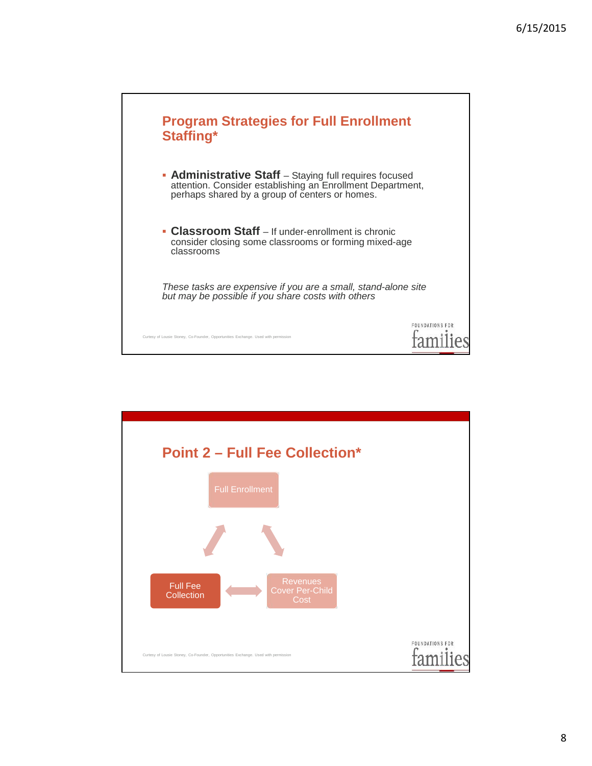## Program Strategies for Full Enrollment Staffing*

- **Administrative Staff** – Staying full requires focused attention. Consider establishing an Enrollment Department, perhaps shared by a group of centers or homes.

- **Classroom Staff** – If under-enrollment is chronic consider closing some classrooms or forming mixed-age classrooms

*These tasks are expensive if you are a small, stand-alone site but may be possible if you share costs with others*

Curtesy of Lousie Stoney, Co-Founder, Opportunities Exchange. Used with permission

FOUNDATIONS FOR families

## Point 2 – Full Fee Collection*

Full Enrollment

Full Fee Collection

Revenues Cover Per-Child Cost

Curtesy of Lousie Stoney, Co-Founder, Opportunities Exchange. Used with permission

FOUNDATIONS FOR families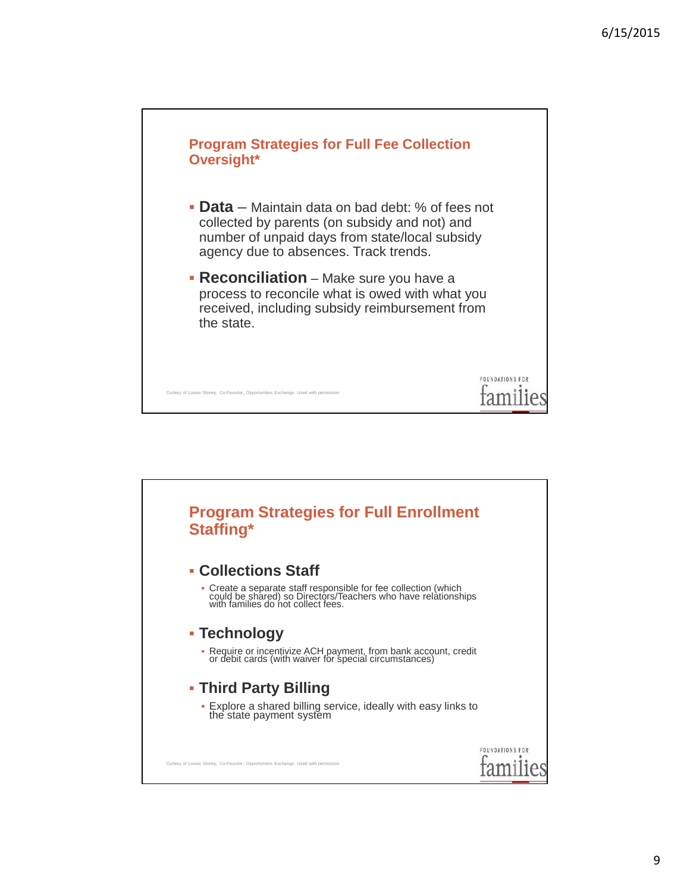## Program Strategies for Full Fee Collection Oversight*

- **Data** – Maintain data on bad debt: % of fees not collected by parents (on subsidy and not) and number of unpaid days from state/local subsidy agency due to absences. Track trends.
- **Reconciliation** – Make sure you have a process to reconcile what is owed with what you received, including subsidy reimbursement from the state.

Curtesy of Lousie Stoney, Co-Founder, Opportunities Exchange. Used with permission

FOUNDATIONS FOR families

## Program Strategies for Full Enrollment Staffing*

- **Collections Staff**
  - Create a separate staff responsible for fee collection (which could be shared) so Directors/Teachers who have relationships with families do not collect fees.
- **Technology**
  - Require or incentivize ACH payment, from bank account, credit or debit cards (with waiver for special circumstances)
- **Third Party Billing**
  - Explore a shared billing service, ideally with easy links to the state payment system

Curtesy of Lousie Stoney, Co-Founder, Opportunities Exchange. Used with permission

FOUNDATIONS FOR families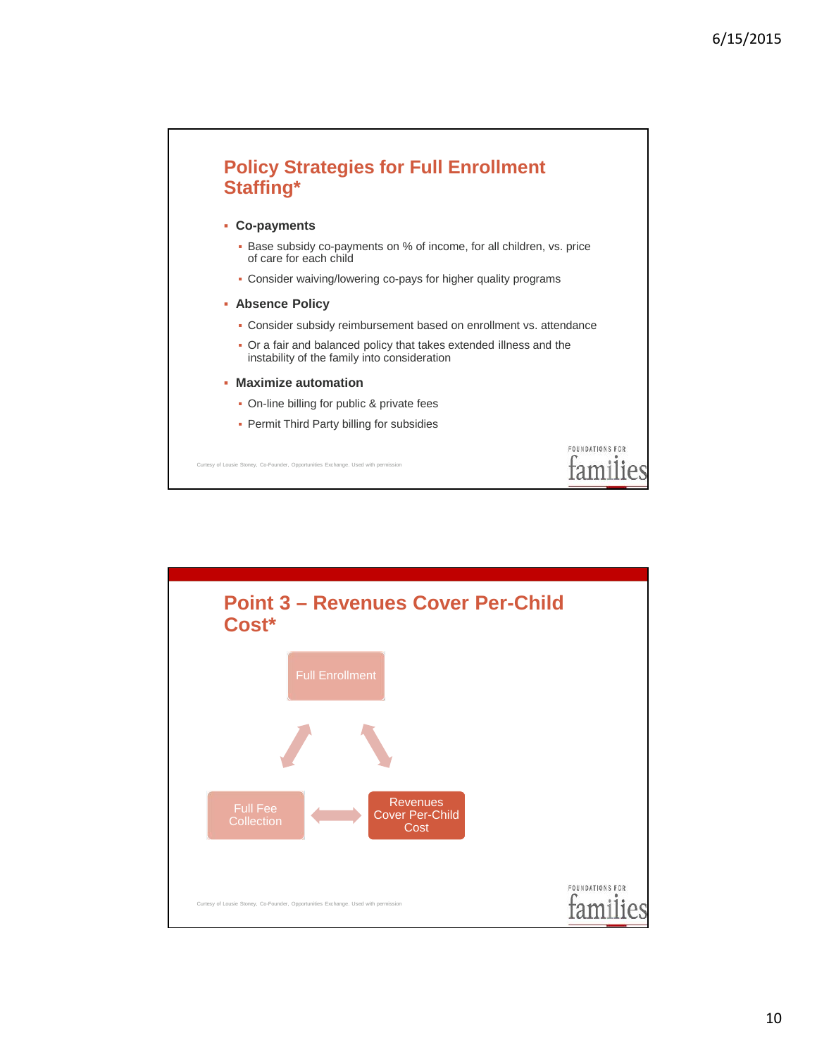## Policy Strategies for Full Enrollment Staffing*

- **Co-payments**
  - Base subsidy co-payments on % of income, for all children, vs. price of care for each child
  - Consider waiving/lowering co-pays for higher quality programs
- **Absence Policy**
  - Consider subsidy reimbursement based on enrollment vs. attendance
  - Or a fair and balanced policy that takes extended illness and the instability of the family into consideration
- **Maximize automation**
  - On-line billing for public & private fees
  - Permit Third Party billing for subsidies

Curtesy of Lousie Stoney, Co-Founder, Opportunities Exchange. Used with permission

FOUNDATIONS FOR families

## Point 3 – Revenues Cover Per-Child Cost*

Full Enrollment

Full Fee Collection

Revenues Cover Per-Child Cost

Curtesy of Lousie Stoney, Co-Founder, Opportunities Exchange. Used with permission

FOUNDATIONS FOR families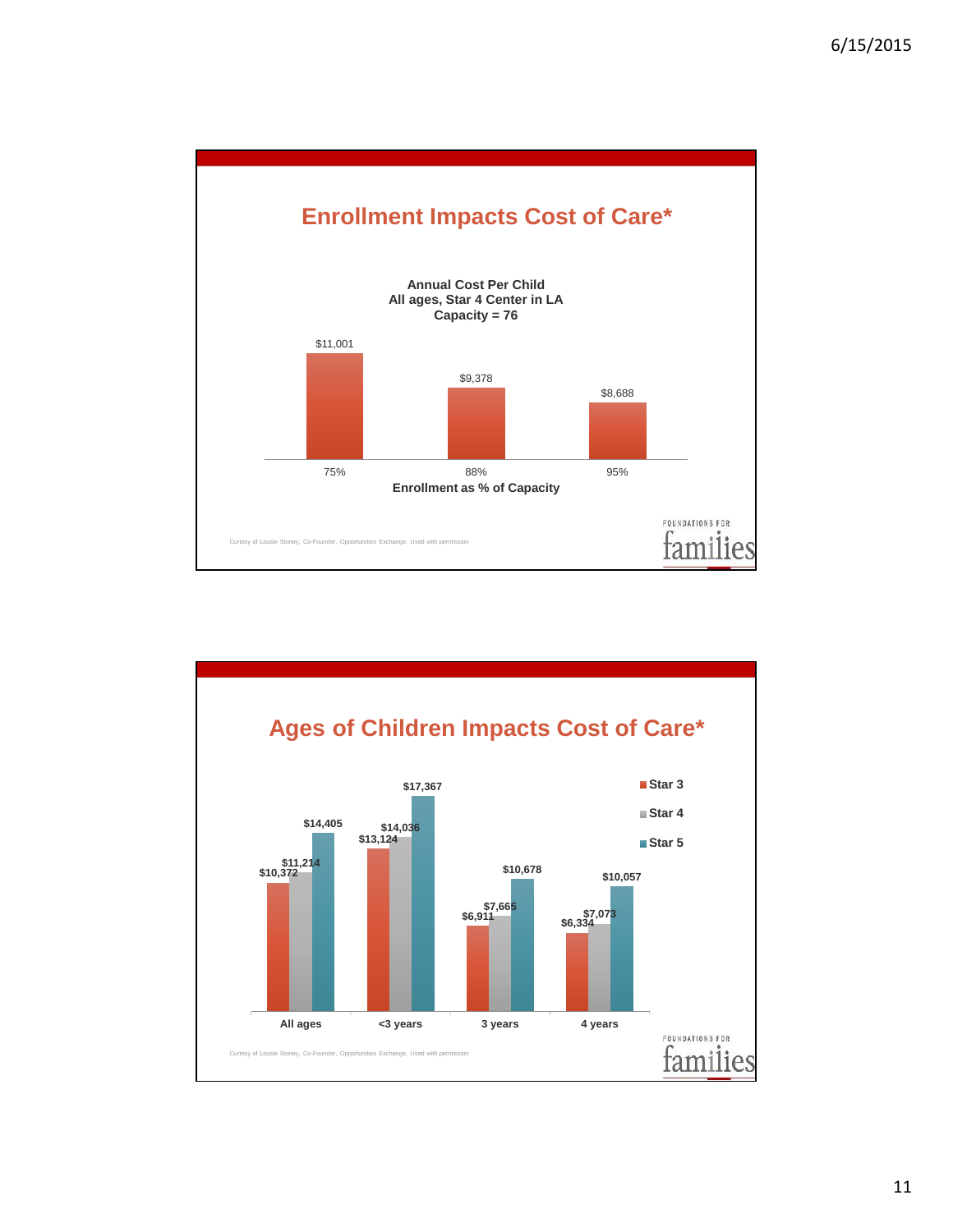## Enrollment Impacts Cost of Care*

**Annual Cost Per Child**
**All ages, Star 4 Center in LA**
**Capacity = 76**

| Enrollment as % of Capacity | Annual Cost Per Child |
|---|---|
| 75% | $11,001 |
| 88% | $9,378 |
| 95% | $8,688 |

Curtesy of Lousie Stoney, Co-Founder, Opportunities Exchange. Used with permission

FOUNDATIONS FOR families

## Ages of Children Impacts Cost of Care*

| | Star 3 | Star 4 | Star 5 |
|---|---|---|---|
| All ages | $10,372 | $11,214 | $14,405 |
| <3 years | $13,124 | $14,036 | $17,367 |
| 3 years | $6,911 | $7,665 | $10,678 |
| 4 years | $6,334 | $7,073 | $10,057 |

Curtesy of Lousie Stoney, Co-Founder, Opportunities Exchange. Used with permission

FOUNDATIONS FOR families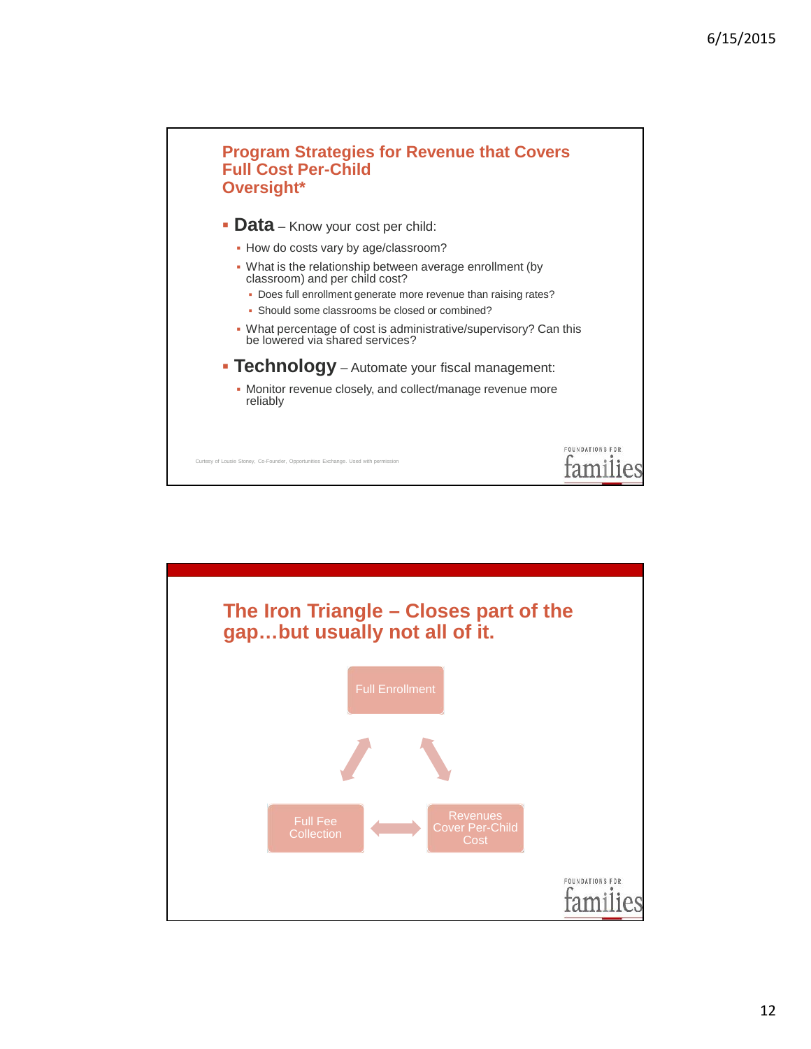## Program Strategies for Revenue that Covers Full Cost Per-Child Oversight*

- **Data** – Know your cost per child:
  - How do costs vary by age/classroom?
  - What is the relationship between average enrollment (by classroom) and per child cost?
    - Does full enrollment generate more revenue than raising rates?
    - Should some classrooms be closed or combined?
  - What percentage of cost is administrative/supervisory? Can this be lowered via shared services?
- **Technology** – Automate your fiscal management:
  - Monitor revenue closely, and collect/manage revenue more reliably

Curtesy of Louise Stoney, Co-Founder, Opportunities Exchange. Used with permission

FOUNDATIONS FOR families

## The Iron Triangle – Closes part of the gap…but usually not all of it.

Full Enrollment

Full Fee Collection

Revenues Cover Per-Child Cost

FOUNDATIONS FOR families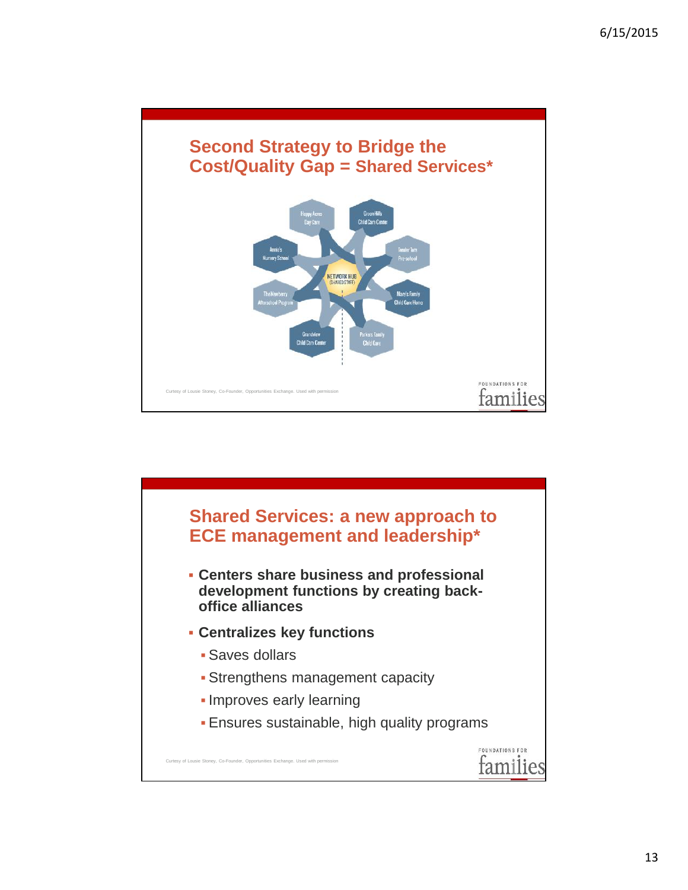## Second Strategy to Bridge the Cost/Quality Gap = Shared Services*

Happy Acres Day Care

Green Hills Child Care Center

Annie's Nursery School

Tender Tots Pre-school

NETWORK HUB (SHARED STAFF)

The Newberry Afterschool Program

Mary's Family Child Care Home

Grandview Child Care Center

Parkers Family Child Care

Curtesy of Lousie Stoney, Co-Founder, Opportunities Exchange. Used with permission

## Shared Services: a new approach to ECE management and leadership*

- **Centers share business and professional development functions by creating back-office alliances**
- **Centralizes key functions**
  - Saves dollars
  - Strengthens management capacity
  - Improves early learning
  - Ensures sustainable, high quality programs

Curtesy of Lousie Stoney, Co-Founder, Opportunities Exchange. Used with permission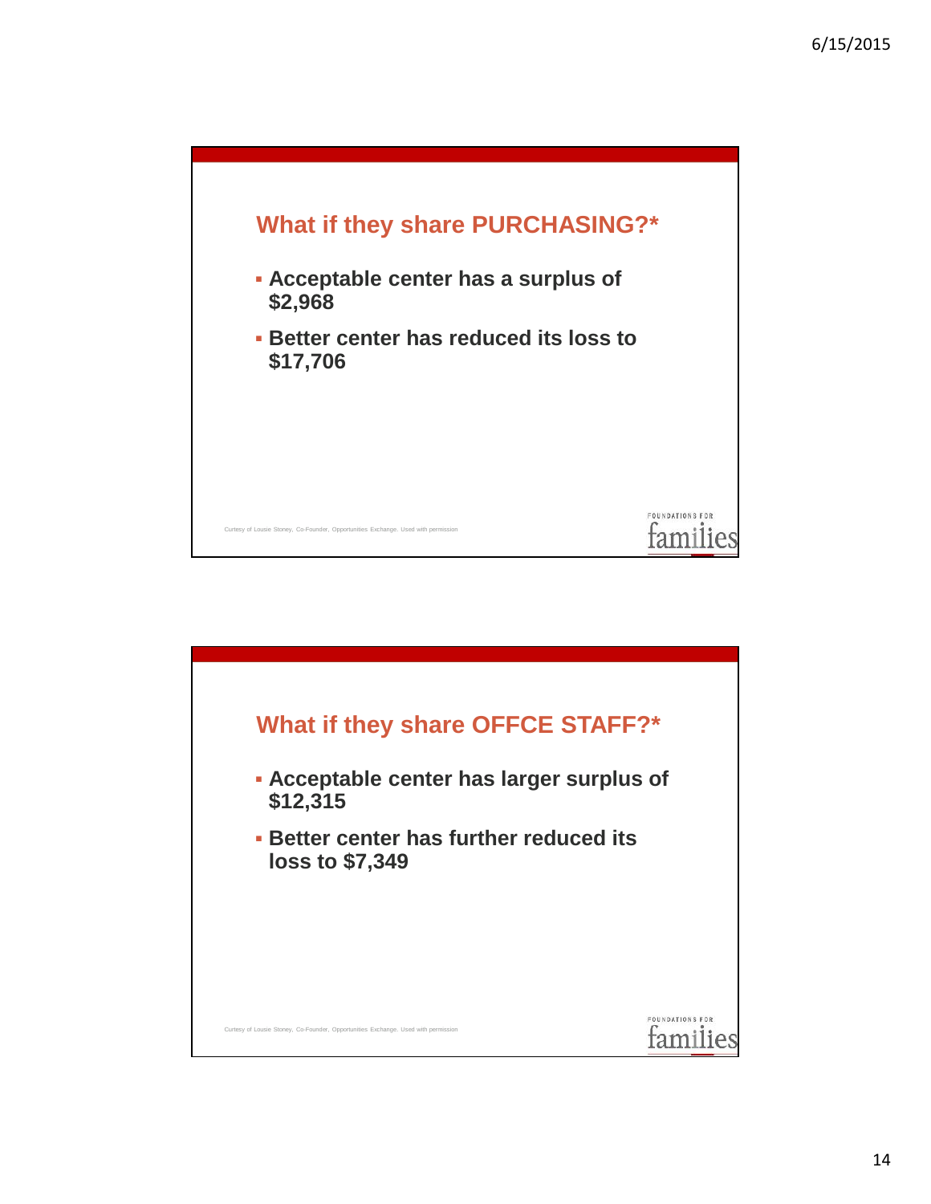## What if they share PURCHASING?*

- Acceptable center has a surplus of $2,968
- Better center has reduced its loss to $17,706

Curtesy of Lousie Stoney, Co-Founder, Opportunities Exchange. Used with permission

FOUNDATIONS FOR families

## What if they share OFFCE STAFF?*

- Acceptable center has larger surplus of $12,315
- Better center has further reduced its loss to $7,349

Curtesy of Lousie Stoney, Co-Founder, Opportunities Exchange. Used with permission

FOUNDATIONS FOR families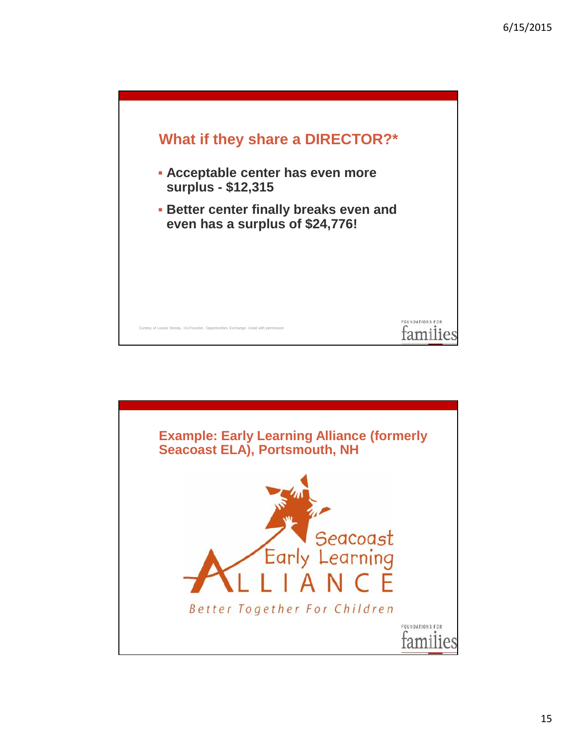## What if they share a DIRECTOR?*

- Acceptable center has even more surplus - $12,315
- Better center finally breaks even and even has a surplus of $24,776!

Curtesy of Lousie Stoney, Co-Founder, Opportunities Exchange. Used with permission

## Example: Early Learning Alliance (formerly Seacoast ELA), Portsmouth, NH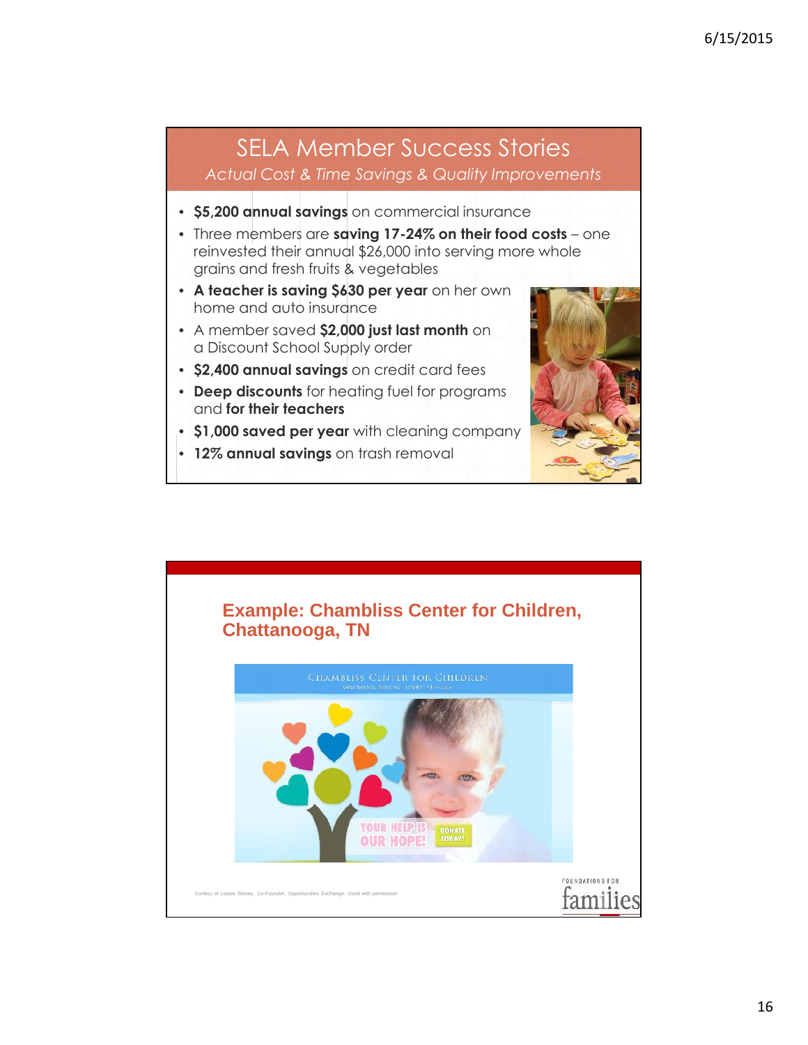## SELA Member Success Stories

*Actual Cost & Time Savings & Quality Improvements*

- **$5,200 annual savings** on commercial insurance
- Three members are **saving 17-24% on their food costs** – one reinvested their annual $26,000 into serving more whole grains and fresh fruits & vegetables
- **A teacher is saving $630 per year** on her own home and auto insurance
- A member saved **$2,000 just last month** on a Discount School Supply order
- **$2,400 annual savings** on credit card fees
- **Deep discounts** for heating fuel for programs and **for their teachers**
- **$1,000 saved per year** with cleaning company
- **12% annual savings** on trash removal

## Example: Chambliss Center for Children, Chattanooga, TN

Curtesy of Lousie Stoney, Co-Founder, Opportunities Exchange. Used with permission

FOUNDATIONS FOR families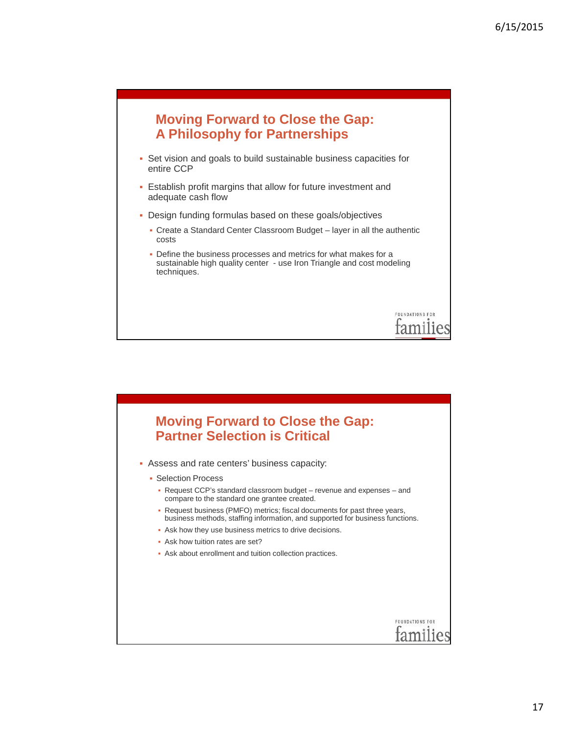## Moving Forward to Close the Gap: A Philosophy for Partnerships

- Set vision and goals to build sustainable business capacities for entire CCP
- Establish profit margins that allow for future investment and adequate cash flow
- Design funding formulas based on these goals/objectives
  - Create a Standard Center Classroom Budget – layer in all the authentic costs
  - Define the business processes and metrics for what makes for a sustainable high quality center - use Iron Triangle and cost modeling techniques.

FOUNDATIONS FOR families

## Moving Forward to Close the Gap: Partner Selection is Critical

- Assess and rate centers' business capacity:
  - Selection Process
    - Request CCP's standard classroom budget – revenue and expenses – and compare to the standard one grantee created.
    - Request business (PMFO) metrics; fiscal documents for past three years, business methods, staffing information, and supported for business functions.
    - Ask how they use business metrics to drive decisions.
    - Ask how tuition rates are set?
    - Ask about enrollment and tuition collection practices.

FOUNDATIONS FOR families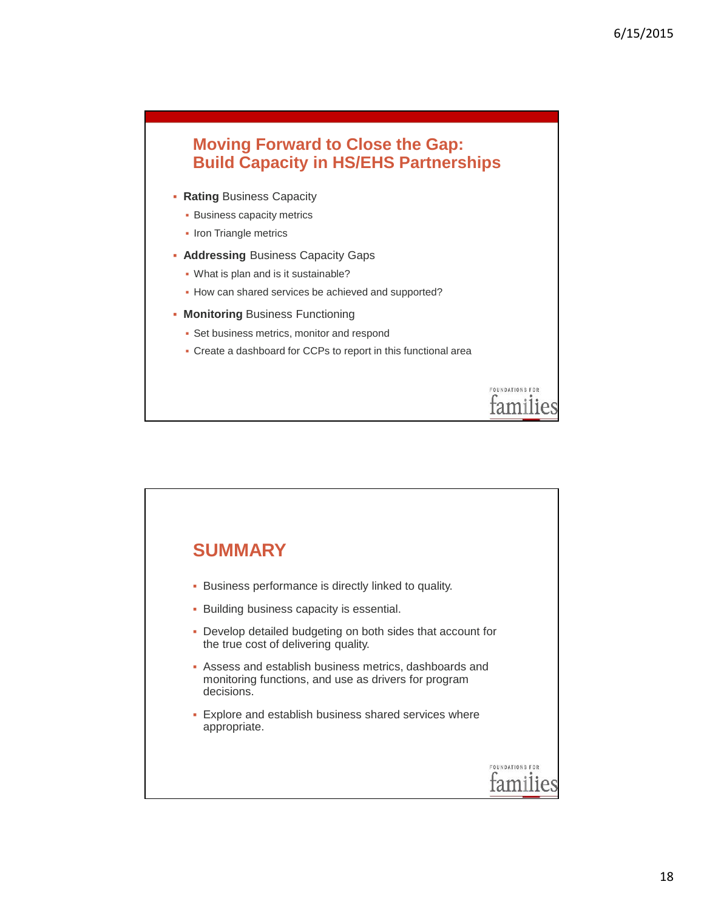## Moving Forward to Close the Gap: Build Capacity in HS/EHS Partnerships

- **Rating** Business Capacity
  - Business capacity metrics
  - Iron Triangle metrics
- **Addressing** Business Capacity Gaps
  - What is plan and is it sustainable?
  - How can shared services be achieved and supported?
- **Monitoring** Business Functioning
  - Set business metrics, monitor and respond
  - Create a dashboard for CCPs to report in this functional area

FOUNDATIONS FOR families

## SUMMARY

- Business performance is directly linked to quality.
- Building business capacity is essential.
- Develop detailed budgeting on both sides that account for the true cost of delivering quality.
- Assess and establish business metrics, dashboards and monitoring functions, and use as drivers for program decisions.
- Explore and establish business shared services where appropriate.

FOUNDATIONS FOR families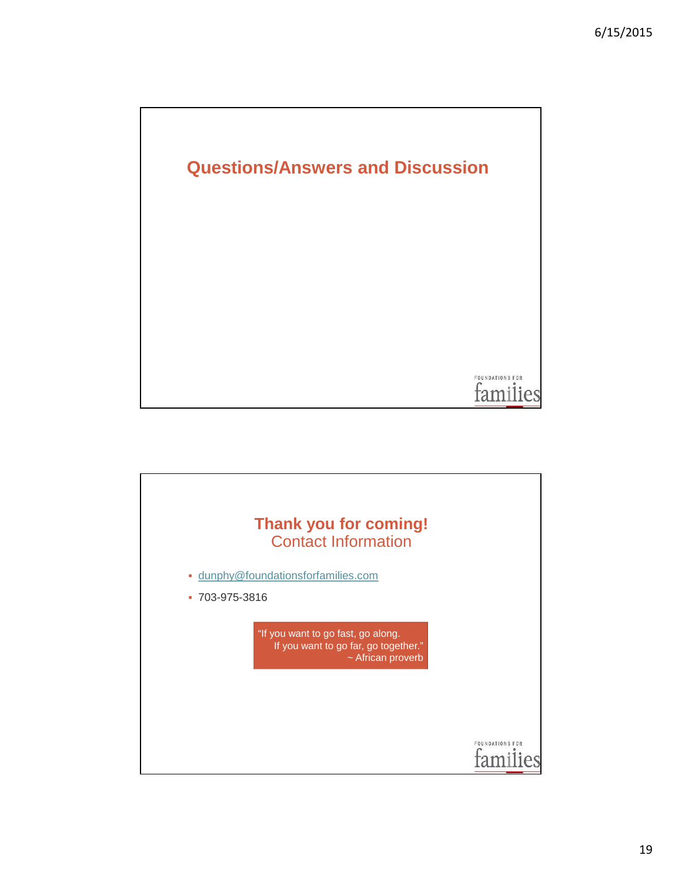## Questions/Answers and Discussion

FOUNDATIONS FOR families

## Thank you for coming!
Contact Information

- dunphy@foundationsforfamilies.com
- 703-975-3816

"If you want to go fast, go along.
If you want to go far, go together."
~ African proverb

FOUNDATIONS FOR families